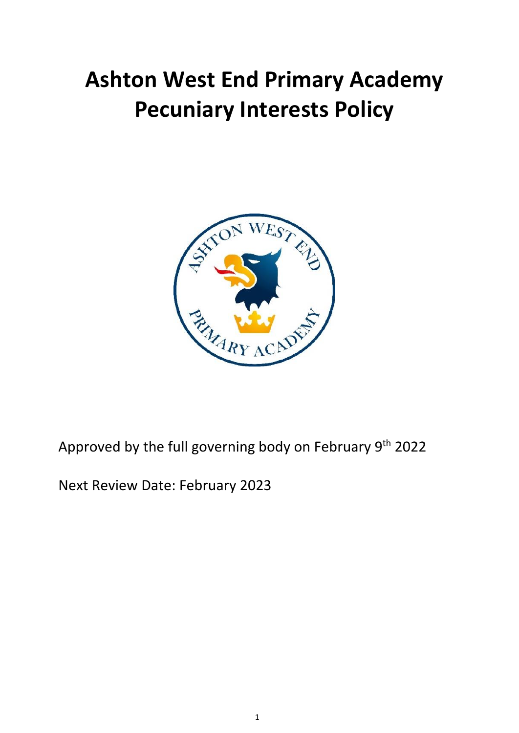# Ashton West End Primary Academy Pecuniary Interests Policy

Approved by the full governing body on February 9th 2022

Next Review Date: February 2023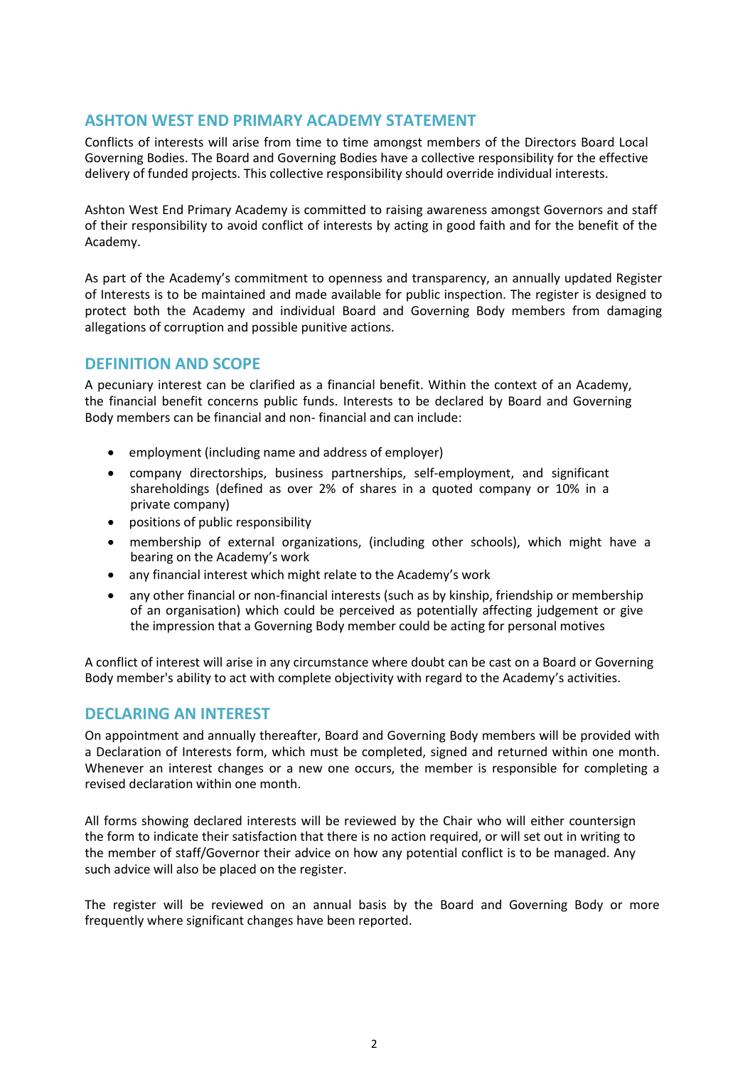## ASHTON WEST END PRIMARY ACADEMY STATEMENT

Conflicts of interests will arise from time to time amongst members of the Directors Board Local Governing Bodies. The Board and Governing Bodies have a collective responsibility for the effective delivery of funded projects. This collective responsibility should override individual interests.

Ashton West End Primary Academy is committed to raising awareness amongst Governors and staff of their responsibility to avoid conflict of interests by acting in good faith and for the benefit of the Academy.

As part of the Academy's commitment to openness and transparency, an annually updated Register of Interests is to be maintained and made available for public inspection. The register is designed to protect both the Academy and individual Board and Governing Body members from damaging allegations of corruption and possible punitive actions.

## DEFINITION AND SCOPE

A pecuniary interest can be clarified as a financial benefit. Within the context of an Academy, the financial benefit concerns public funds. Interests to be declared by Board and Governing Body members can be financial and non- financial and can include:

- employment (including name and address of employer)
- company directorships, business partnerships, self-employment, and significant shareholdings (defined as over 2% of shares in a quoted company or 10% in a private company)
- positions of public responsibility
- membership of external organizations, (including other schools), which might have a bearing on the Academy's work
- any financial interest which might relate to the Academy's work
- any other financial or non-financial interests (such as by kinship, friendship or membership of an organisation) which could be perceived as potentially affecting judgement or give the impression that a Governing Body member could be acting for personal motives

A conflict of interest will arise in any circumstance where doubt can be cast on a Board or Governing Body member's ability to act with complete objectivity with regard to the Academy's activities.

## DECLARING AN INTEREST

On appointment and annually thereafter, Board and Governing Body members will be provided with a Declaration of Interests form, which must be completed, signed and returned within one month. Whenever an interest changes or a new one occurs, the member is responsible for completing a revised declaration within one month.

All forms showing declared interests will be reviewed by the Chair who will either countersign the form to indicate their satisfaction that there is no action required, or will set out in writing to the member of staff/Governor their advice on how any potential conflict is to be managed. Any such advice will also be placed on the register.

The register will be reviewed on an annual basis by the Board and Governing Body or more frequently where significant changes have been reported.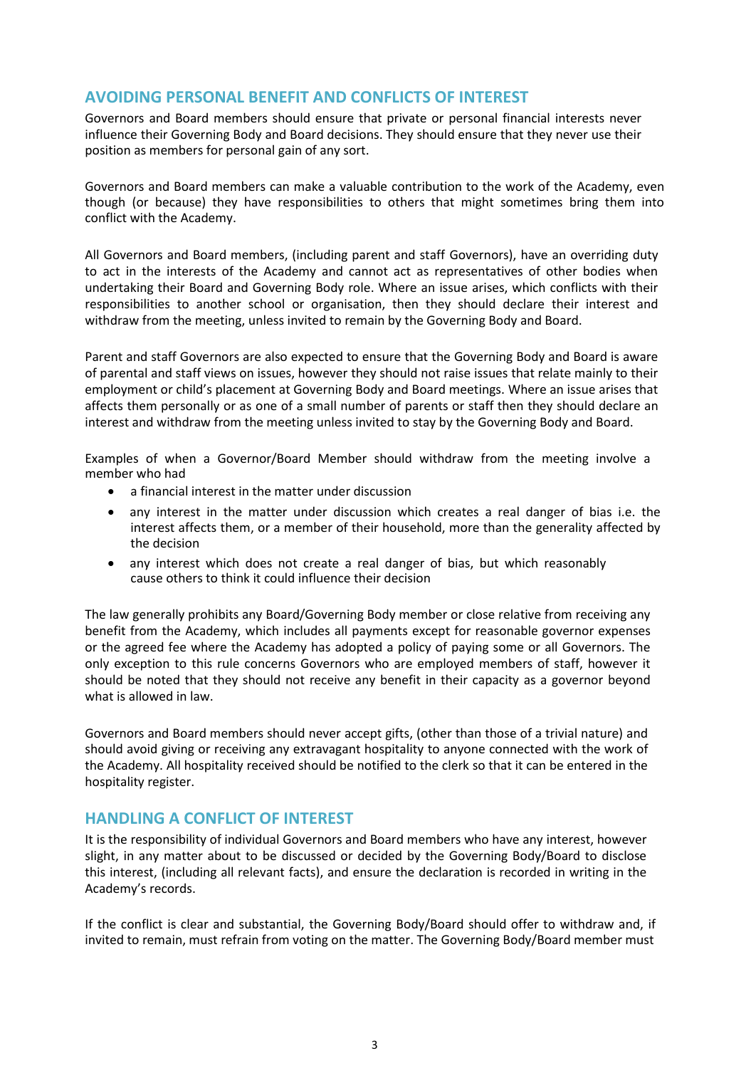## AVOIDING PERSONAL BENEFIT AND CONFLICTS OF INTEREST

Governors and Board members should ensure that private or personal financial interests never influence their Governing Body and Board decisions. They should ensure that they never use their position as members for personal gain of any sort.

Governors and Board members can make a valuable contribution to the work of the Academy, even though (or because) they have responsibilities to others that might sometimes bring them into conflict with the Academy.

All Governors and Board members, (including parent and staff Governors), have an overriding duty to act in the interests of the Academy and cannot act as representatives of other bodies when undertaking their Board and Governing Body role. Where an issue arises, which conflicts with their responsibilities to another school or organisation, then they should declare their interest and withdraw from the meeting, unless invited to remain by the Governing Body and Board.

Parent and staff Governors are also expected to ensure that the Governing Body and Board is aware of parental and staff views on issues, however they should not raise issues that relate mainly to their employment or child's placement at Governing Body and Board meetings. Where an issue arises that affects them personally or as one of a small number of parents or staff then they should declare an interest and withdraw from the meeting unless invited to stay by the Governing Body and Board.

Examples of when a Governor/Board Member should withdraw from the meeting involve a member who had

- a financial interest in the matter under discussion
- any interest in the matter under discussion which creates a real danger of bias i.e. the interest affects them, or a member of their household, more than the generality affected by the decision
- any interest which does not create a real danger of bias, but which reasonably cause others to think it could influence their decision

The law generally prohibits any Board/Governing Body member or close relative from receiving any benefit from the Academy, which includes all payments except for reasonable governor expenses or the agreed fee where the Academy has adopted a policy of paying some or all Governors. The only exception to this rule concerns Governors who are employed members of staff, however it should be noted that they should not receive any benefit in their capacity as a governor beyond what is allowed in law.

Governors and Board members should never accept gifts, (other than those of a trivial nature) and should avoid giving or receiving any extravagant hospitality to anyone connected with the work of the Academy. All hospitality received should be notified to the clerk so that it can be entered in the hospitality register.

## HANDLING A CONFLICT OF INTEREST

It is the responsibility of individual Governors and Board members who have any interest, however slight, in any matter about to be discussed or decided by the Governing Body/Board to disclose this interest, (including all relevant facts), and ensure the declaration is recorded in writing in the Academy's records.

If the conflict is clear and substantial, the Governing Body/Board should offer to withdraw and, if invited to remain, must refrain from voting on the matter. The Governing Body/Board member must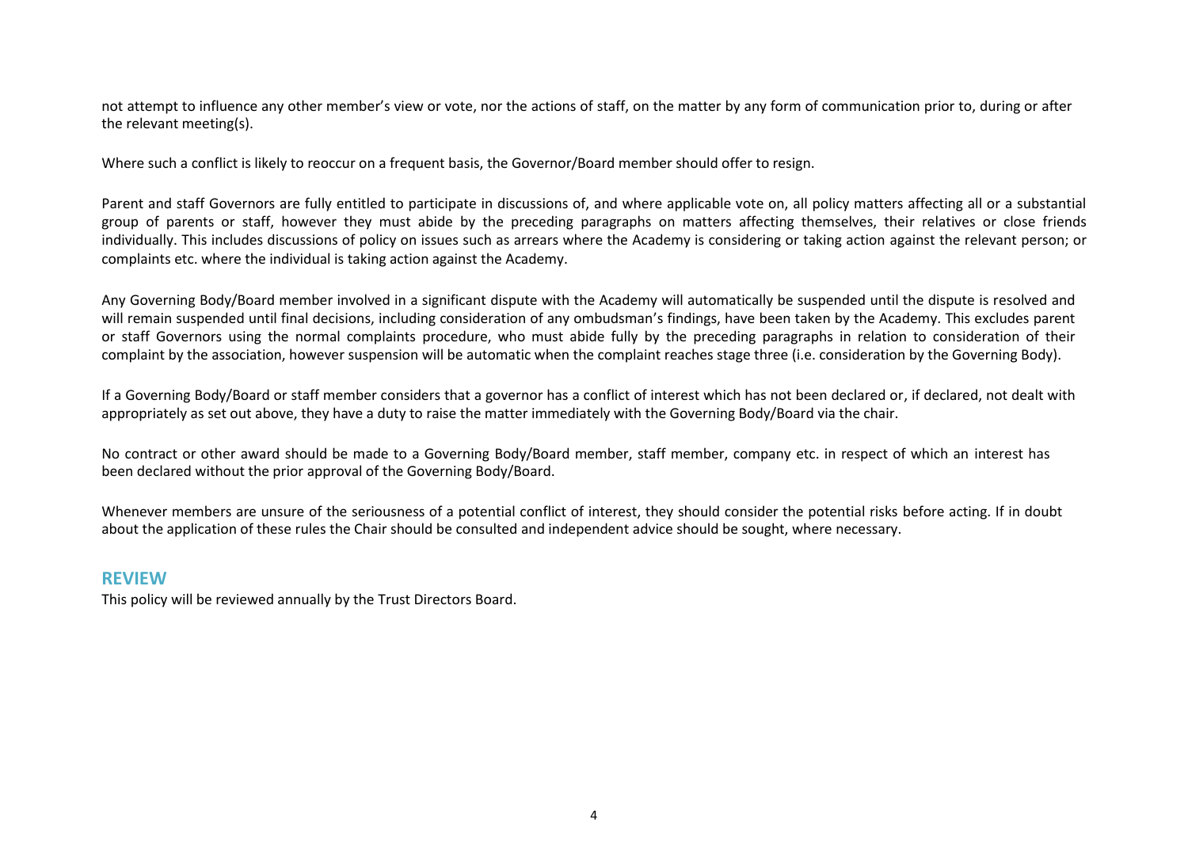not attempt to influence any other member's view or vote, nor the actions of staff, on the matter by any form of communication prior to, during or after the relevant meeting(s).

Where such a conflict is likely to reoccur on a frequent basis, the Governor/Board member should offer to resign.

Parent and staff Governors are fully entitled to participate in discussions of, and where applicable vote on, all policy matters affecting all or a substantial group of parents or staff, however they must abide by the preceding paragraphs on matters affecting themselves, their relatives or close friends individually. This includes discussions of policy on issues such as arrears where the Academy is considering or taking action against the relevant person; or complaints etc. where the individual is taking action against the Academy.

Any Governing Body/Board member involved in a significant dispute with the Academy will automatically be suspended until the dispute is resolved and will remain suspended until final decisions, including consideration of any ombudsman's findings, have been taken by the Academy. This excludes parent or staff Governors using the normal complaints procedure, who must abide fully by the preceding paragraphs in relation to consideration of their complaint by the association, however suspension will be automatic when the complaint reaches stage three (i.e. consideration by the Governing Body).

If a Governing Body/Board or staff member considers that a governor has a conflict of interest which has not been declared or, if declared, not dealt with appropriately as set out above, they have a duty to raise the matter immediately with the Governing Body/Board via the chair.

No contract or other award should be made to a Governing Body/Board member, staff member, company etc. in respect of which an interest has been declared without the prior approval of the Governing Body/Board.

Whenever members are unsure of the seriousness of a potential conflict of interest, they should consider the potential risks before acting. If in doubt about the application of these rules the Chair should be consulted and independent advice should be sought, where necessary.

## REVIEW

This policy will be reviewed annually by the Trust Directors Board.